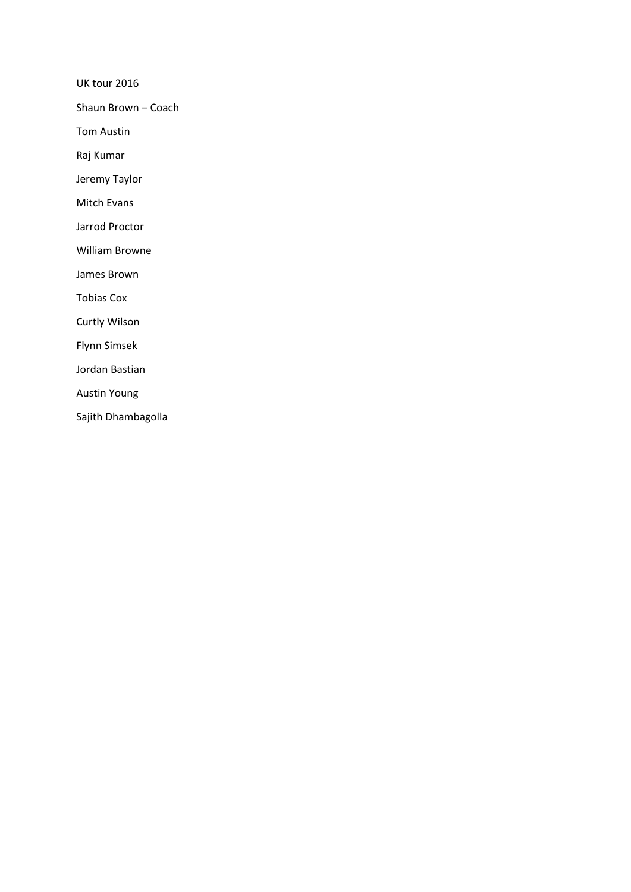UK tour 2016

Shaun Brown – Coach

Tom Austin

Raj Kumar

Jeremy Taylor

Mitch Evans

Jarrod Proctor

William Browne

James Brown

Tobias Cox

Curtly Wilson

Flynn Simsek

Jordan Bastian

Austin Young

Sajith Dhambagolla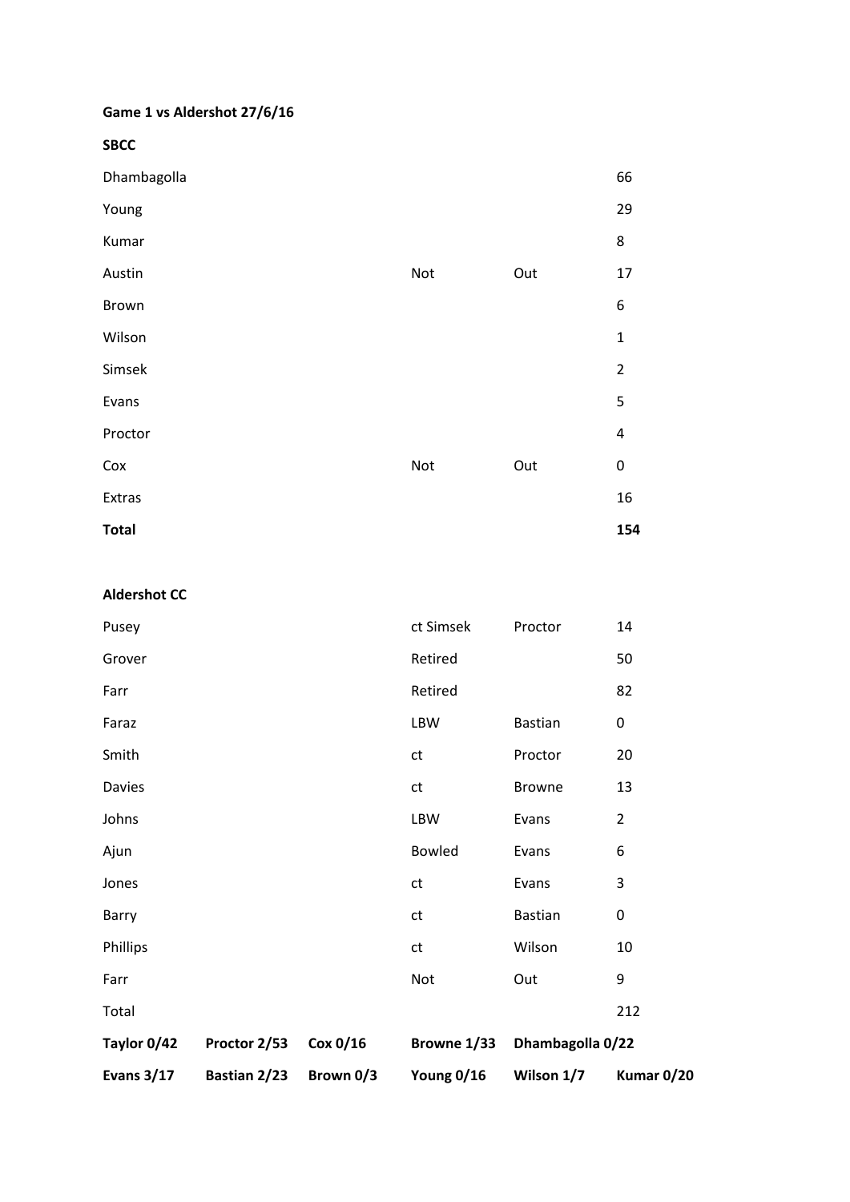**Game 1 vs Aldershot 27/6/16**

**SBCC**

| | | | |
|---|---|---|---|
| Dhambagolla | | | 66 |
| Young | | | 29 |
| Kumar | | | 8 |
| Austin | Not | Out | 17 |
| Brown | | | 6 |
| Wilson | | | 1 |
| Simsek | | | 2 |
| Evans | | | 5 |
| Proctor | | | 4 |
| Cox | Not | Out | 0 |
| Extras | | | 16 |
| **Total** | | | **154** |

**Aldershot CC**

| | | | |
|---|---|---|---|
| Pusey | ct Simsek | Proctor | 14 |
| Grover | Retired | | 50 |
| Farr | Retired | | 82 |
| Faraz | LBW | Bastian | 0 |
| Smith | ct | Proctor | 20 |
| Davies | ct | Browne | 13 |
| Johns | LBW | Evans | 2 |
| Ajun | Bowled | Evans | 6 |
| Jones | ct | Evans | 3 |
| Barry | ct | Bastian | 0 |
| Phillips | ct | Wilson | 10 |
| Farr | Not | Out | 9 |
| Total | | | 212 |

| | | | | | |
|---|---|---|---|---|---|
| **Taylor 0/42** | **Proctor 2/53** | **Cox 0/16** | **Browne 1/33** | **Dhambagolla 0/22** | |
| **Evans 3/17** | **Bastian 2/23** | **Brown 0/3** | **Young 0/16** | **Wilson 1/7** | **Kumar 0/20** |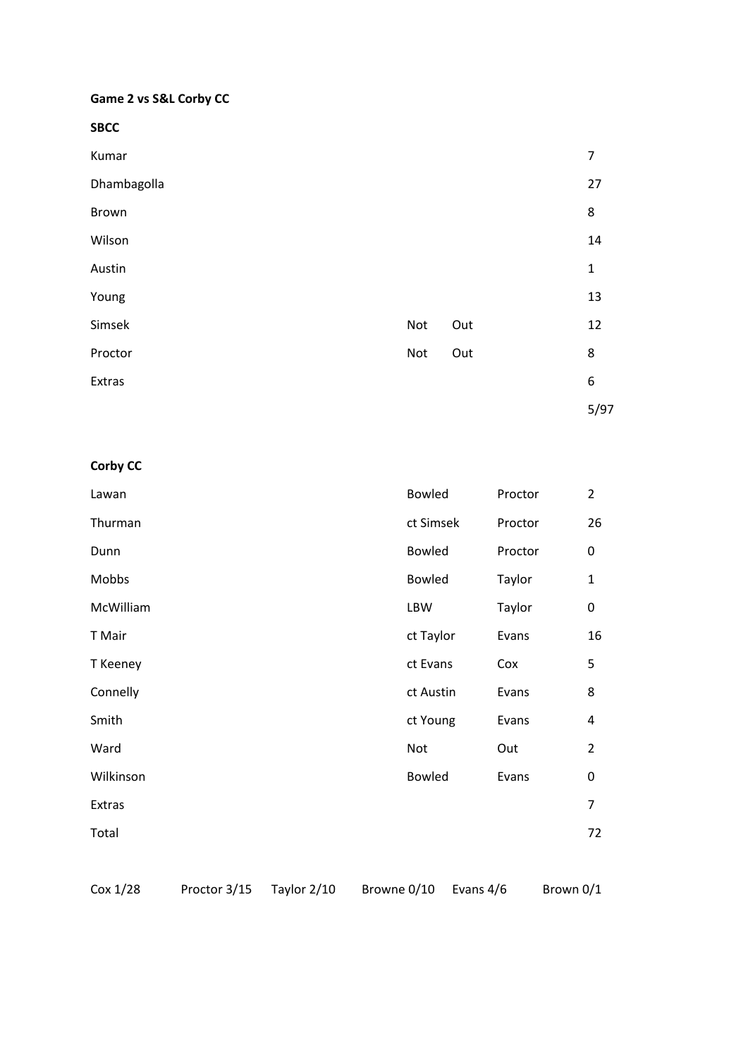**Game 2 vs S&L Corby CC**

**SBCC**

| Batsman | | | Runs |
|---|---|---|---|
| Kumar | | | 7 |
| Dhambagolla | | | 27 |
| Brown | | | 8 |
| Wilson | | | 14 |
| Austin | | | 1 |
| Young | | | 13 |
| Simsek | Not | Out | 12 |
| Proctor | Not | Out | 8 |
| Extras | | | 6 |
| | | | 5/97 |

**Corby CC**

| Batsman | | | Runs |
|---|---|---|---|
| Lawan | Bowled | Proctor | 2 |
| Thurman | ct Simsek | Proctor | 26 |
| Dunn | Bowled | Proctor | 0 |
| Mobbs | Bowled | Taylor | 1 |
| McWilliam | LBW | Taylor | 0 |
| T Mair | ct Taylor | Evans | 16 |
| T Keeney | ct Evans | Cox | 5 |
| Connelly | ct Austin | Evans | 8 |
| Smith | ct Young | Evans | 4 |
| Ward | Not | Out | 2 |
| Wilkinson | Bowled | Evans | 0 |
| Extras | | | 7 |
| Total | | | 72 |

| Cox 1/28 | Proctor 3/15 | Taylor 2/10 | Browne 0/10 | Evans 4/6 | Brown 0/1 |
|---|---|---|---|---|---|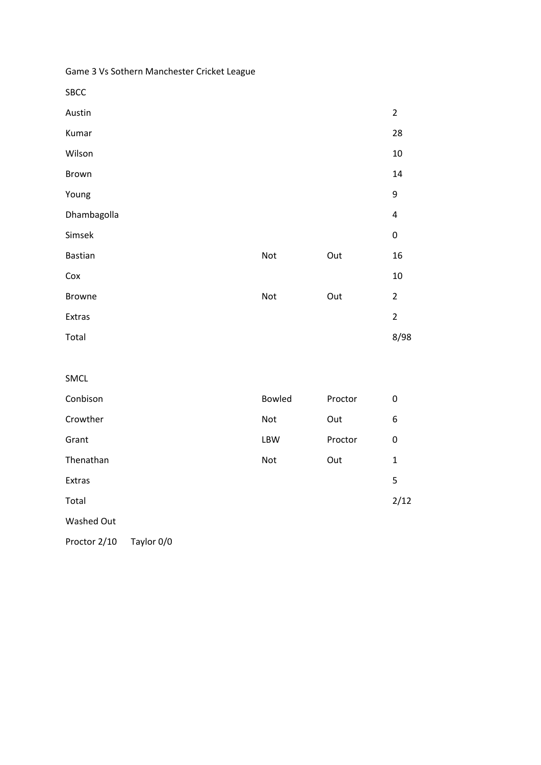Game 3 Vs Sothern Manchester Cricket League

SBCC

| | | | |
|---|---|---|---|
| Austin | | | 2 |
| Kumar | | | 28 |
| Wilson | | | 10 |
| Brown | | | 14 |
| Young | | | 9 |
| Dhambagolla | | | 4 |
| Simsek | | | 0 |
| Bastian | Not | Out | 16 |
| Cox | | | 10 |
| Browne | Not | Out | 2 |
| Extras | | | 2 |
| Total | | | 8/98 |

SMCL

| | | | |
|---|---|---|---|
| Conbison | Bowled | Proctor | 0 |
| Crowther | Not | Out | 6 |
| Grant | LBW | Proctor | 0 |
| Thenathan | Not | Out | 1 |
| Extras | | | 5 |
| Total | | | 2/12 |

Washed Out

Proctor 2/10 Taylor 0/0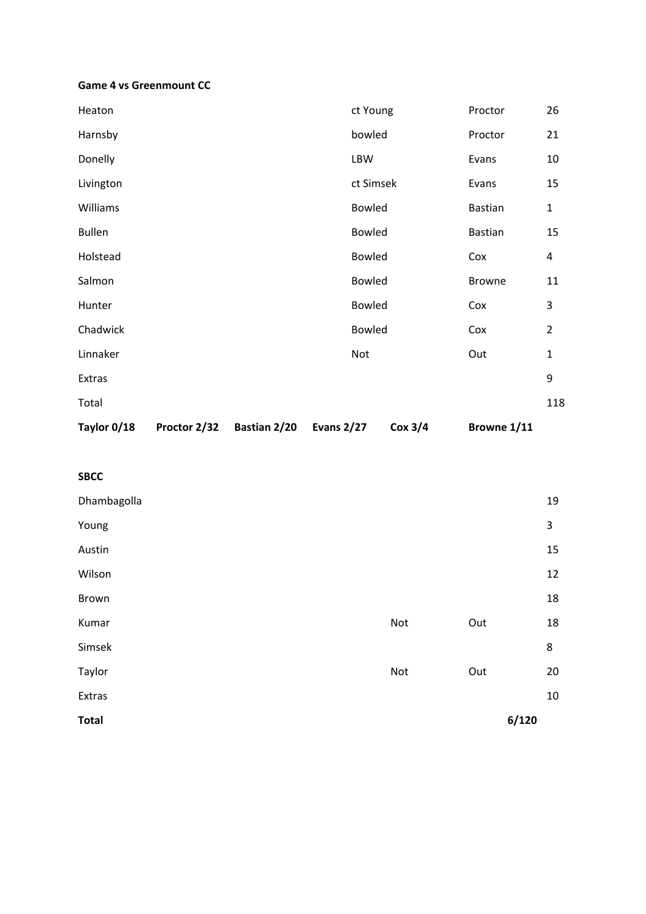**Game 4 vs Greenmount CC**

| | | | |
|---|---|---|---|
| Heaton | ct Young | Proctor | 26 |
| Harnsby | bowled | Proctor | 21 |
| Donelly | LBW | Evans | 10 |
| Livington | ct Simsek | Evans | 15 |
| Williams | Bowled | Bastian | 1 |
| Bullen | Bowled | Bastian | 15 |
| Holstead | Bowled | Cox | 4 |
| Salmon | Bowled | Browne | 11 |
| Hunter | Bowled | Cox | 3 |
| Chadwick | Bowled | Cox | 2 |
| Linnaker | Not | Out | 1 |
| Extras | | | 9 |
| Total | | | 118 |

**Taylor 0/18** **Proctor 2/32** **Bastian 2/20** **Evans 2/27** **Cox 3/4** **Browne 1/11**

**SBCC**

| | | | |
|---|---|---|---|
| Dhambagolla | | | 19 |
| Young | | | 3 |
| Austin | | | 15 |
| Wilson | | | 12 |
| Brown | | | 18 |
| Kumar | Not | Out | 18 |
| Simsek | | | 8 |
| Taylor | Not | Out | 20 |
| Extras | | | 10 |
| **Total** | | | **6/120** |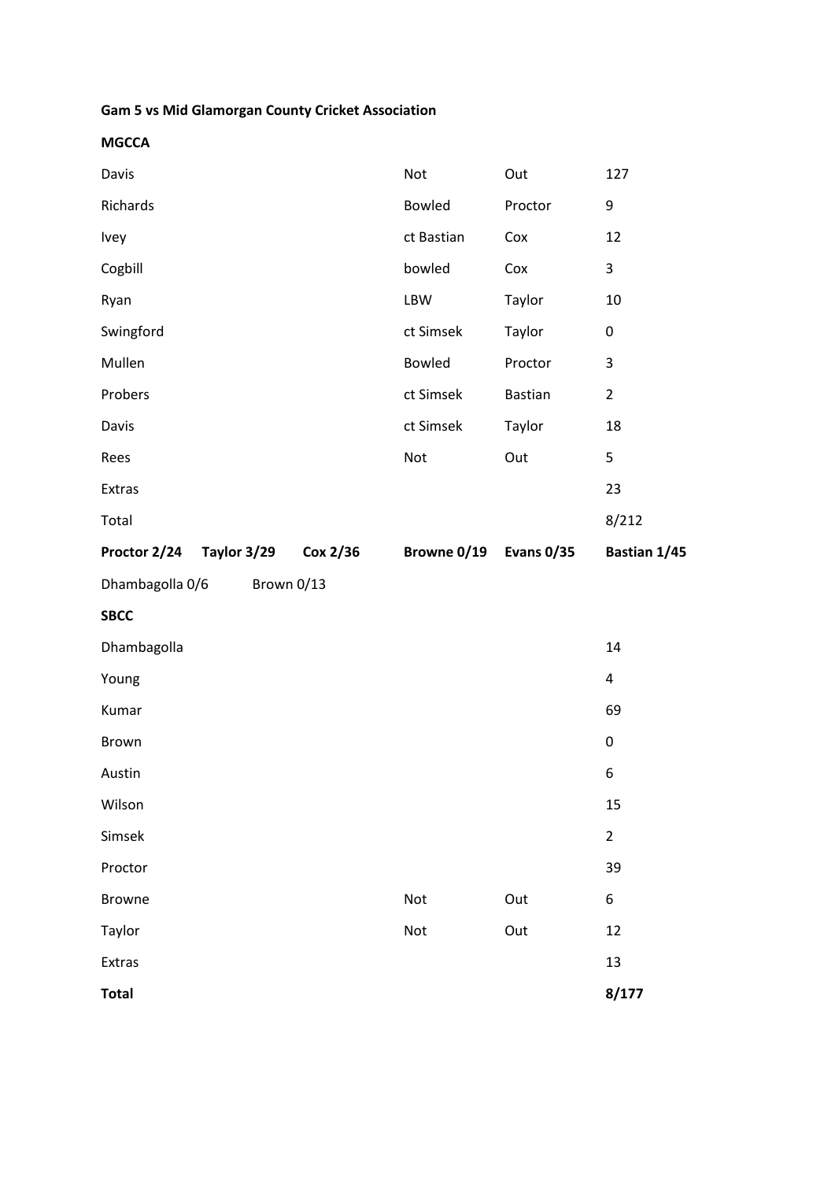**Gam 5 vs Mid Glamorgan County Cricket Association**

**MGCCA**

| | | | |
|---|---|---|---|
| Davis | Not | Out | 127 |
| Richards | Bowled | Proctor | 9 |
| Ivey | ct Bastian | Cox | 12 |
| Cogbill | bowled | Cox | 3 |
| Ryan | LBW | Taylor | 10 |
| Swingford | ct Simsek | Taylor | 0 |
| Mullen | Bowled | Proctor | 3 |
| Probers | ct Simsek | Bastian | 2 |
| Davis | ct Simsek | Taylor | 18 |
| Rees | Not | Out | 5 |
| Extras | | | 23 |
| Total | | | 8/212 |

**Proctor 2/24 Taylor 3/29 Cox 2/36 Browne 0/19 Evans 0/35 Bastian 1/45**

Dhambagolla 0/6 Brown 0/13

**SBCC**

| | | | |
|---|---|---|---|
| Dhambagolla | | | 14 |
| Young | | | 4 |
| Kumar | | | 69 |
| Brown | | | 0 |
| Austin | | | 6 |
| Wilson | | | 15 |
| Simsek | | | 2 |
| Proctor | | | 39 |
| Browne | Not | Out | 6 |
| Taylor | Not | Out | 12 |
| Extras | | | 13 |
| **Total** | | | **8/177** |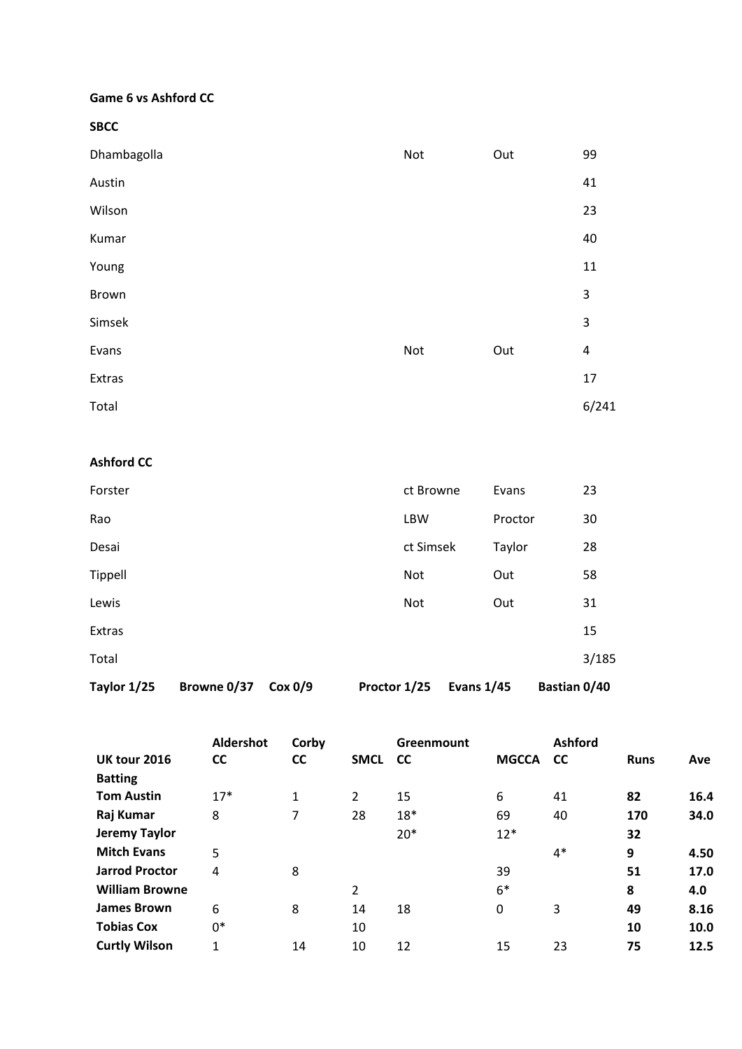**Game 6 vs Ashford CC**

**SBCC**

| | | | |
|---|---|---|---|
| Dhambagolla | Not | Out | 99 |
| Austin | | | 41 |
| Wilson | | | 23 |
| Kumar | | | 40 |
| Young | | | 11 |
| Brown | | | 3 |
| Simsek | | | 3 |
| Evans | Not | Out | 4 |
| Extras | | | 17 |
| Total | | | 6/241 |

**Ashford CC**

| | | | |
|---|---|---|---|
| Forster | ct Browne | Evans | 23 |
| Rao | LBW | Proctor | 30 |
| Desai | ct Simsek | Taylor | 28 |
| Tippell | Not | Out | 58 |
| Lewis | Not | Out | 31 |
| Extras | | | 15 |
| Total | | | 3/185 |

**Taylor 1/25 Browne 0/37 Cox 0/9 Proctor 1/25 Evans 1/45 Bastian 0/40**

| UK tour 2016 | Aldershot CC | Corby CC | SMCL | Greenmount CC | MGCCA | Ashford CC | Runs | Ave |
|---|---|---|---|---|---|---|---|---|
| **Batting** | | | | | | | | |
| **Tom Austin** | 17* | 1 | 2 | 15 | 6 | 41 | **82** | **16.4** |
| **Raj Kumar** | 8 | 7 | 28 | 18* | 69 | 40 | **170** | **34.0** |
| **Jeremy Taylor** | | | | 20* | 12* | | **32** | |
| **Mitch Evans** | 5 | | | | | 4* | **9** | **4.50** |
| **Jarrod Proctor** | 4 | 8 | | | 39 | | **51** | **17.0** |
| **William Browne** | | | 2 | | 6* | | **8** | **4.0** |
| **James Brown** | 6 | 8 | 14 | 18 | 0 | 3 | **49** | **8.16** |
| **Tobias Cox** | 0* | | 10 | | | | **10** | **10.0** |
| **Curtly Wilson** | 1 | 14 | 10 | 12 | 15 | 23 | **75** | **12.5** |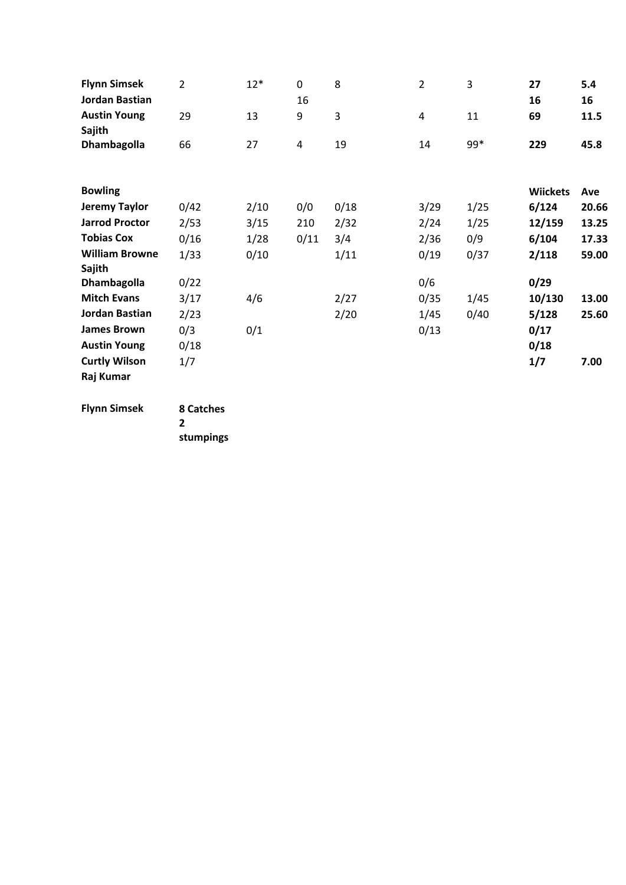| | | | | | | | | |
|---|---|---|---|---|---|---|---|---|
| **Flynn Simsek** | 2 | 12* | 0 | 8 | 2 | 3 | **27** | **5.4** |
| **Jordan Bastian** | | | 16 | | | | **16** | **16** |
| **Austin Young** | 29 | 13 | 9 | 3 | 4 | 11 | **69** | **11.5** |
| **Sajith Dhambagolla** | 66 | 27 | 4 | 19 | 14 | 99* | **229** | **45.8** |

| **Bowling** | | | | | | | **Wiickets** | **Ave** |
|---|---|---|---|---|---|---|---|---|
| **Jeremy Taylor** | 0/42 | 2/10 | 0/0 | 0/18 | 3/29 | 1/25 | **6/124** | **20.66** |
| **Jarrod Proctor** | 2/53 | 3/15 | 210 | 2/32 | 2/24 | 1/25 | **12/159** | **13.25** |
| **Tobias Cox** | 0/16 | 1/28 | 0/11 | 3/4 | 2/36 | 0/9 | **6/104** | **17.33** |
| **William Browne** | 1/33 | 0/10 | | 1/11 | 0/19 | 0/37 | **2/118** | **59.00** |
| **Sajith Dhambagolla** | 0/22 | | | | 0/6 | | **0/29** | |
| **Mitch Evans** | 3/17 | 4/6 | | 2/27 | 0/35 | 1/45 | **10/130** | **13.00** |
| **Jordan Bastian** | 2/23 | | | 2/20 | 1/45 | 0/40 | **5/128** | **25.60** |
| **James Brown** | 0/3 | 0/1 | | | 0/13 | | **0/17** | |
| **Austin Young** | 0/18 | | | | | | **0/18** | |
| **Curtly Wilson** | 1/7 | | | | | | **1/7** | **7.00** |
| **Raj Kumar** | | | | | | | | |

**Flynn Simsek** **8 Catches**
**2 stumpings**